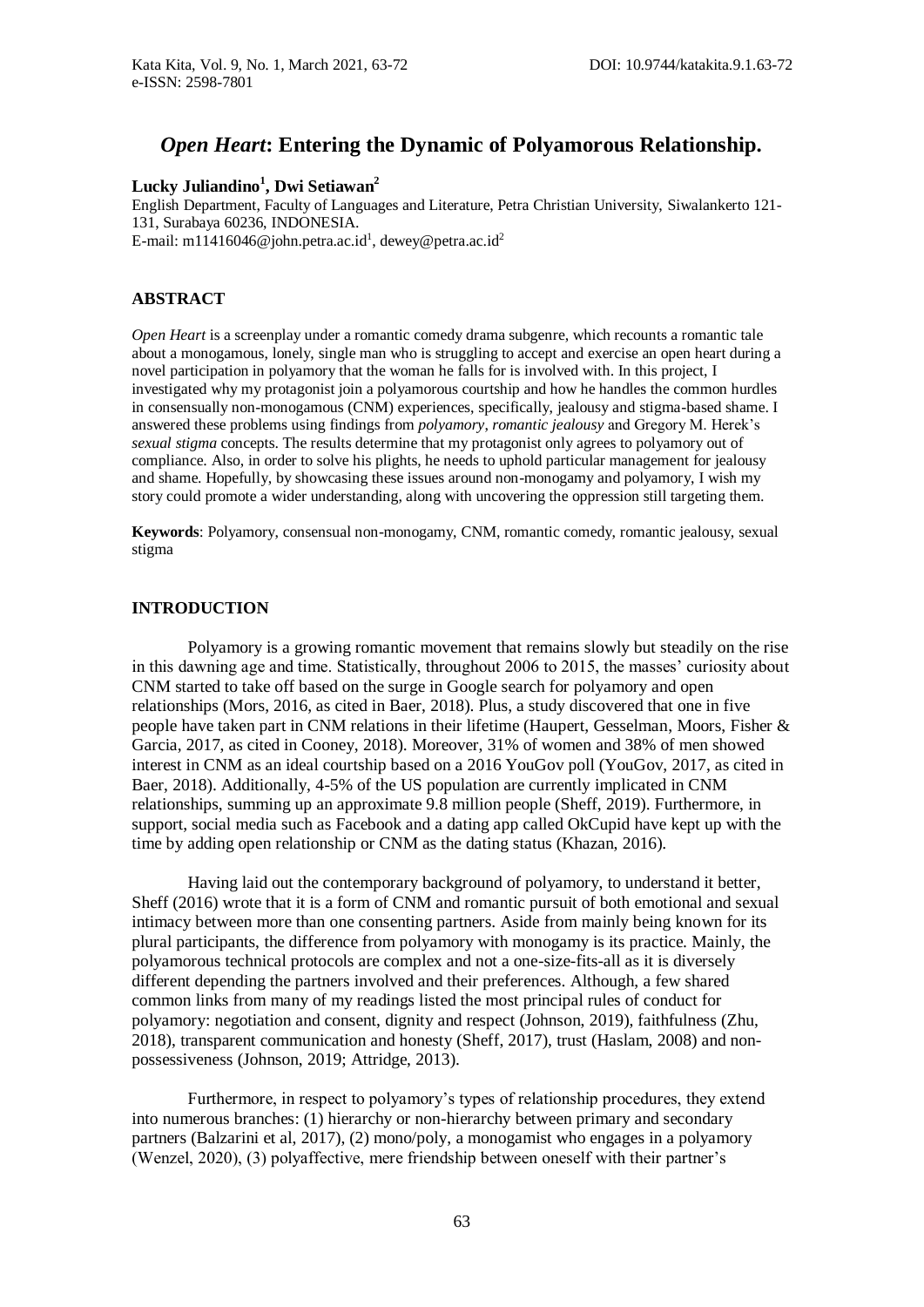# *Open Heart*: Entering the Dynamic of Polyamorous Relationship.

**Lucky Juliandino[1], Dwi Setiawan[2]**

English Department, Faculty of Languages and Literature, Petra Christian University, Siwalankerto 121-131, Surabaya 60236, INDONESIA.

E-mail: m11416046@john.petra.ac.id[1], dewey@petra.ac.id[2]

## ABSTRACT

*Open Heart* is a screenplay under a romantic comedy drama subgenre, which recounts a romantic tale about a monogamous, lonely, single man who is struggling to accept and exercise an open heart during a novel participation in polyamory that the woman he falls for is involved with. In this project, I investigated why my protagonist join a polyamorous courtship and how he handles the common hurdles in consensually non-monogamous (CNM) experiences, specifically, jealousy and stigma-based shame. I answered these problems using findings from *polyamory*, *romantic jealousy* and Gregory M. Herek's *sexual stigma* concepts. The results determine that my protagonist only agrees to polyamory out of compliance. Also, in order to solve his plights, he needs to uphold particular management for jealousy and shame. Hopefully, by showcasing these issues around non-monogamy and polyamory, I wish my story could promote a wider understanding, along with uncovering the oppression still targeting them.

**Keywords**: Polyamory, consensual non-monogamy, CNM, romantic comedy, romantic jealousy, sexual stigma

## INTRODUCTION

Polyamory is a growing romantic movement that remains slowly but steadily on the rise in this dawning age and time. Statistically, throughout 2006 to 2015, the masses' curiosity about CNM started to take off based on the surge in Google search for polyamory and open relationships (Mors, 2016, as cited in Baer, 2018). Plus, a study discovered that one in five people have taken part in CNM relations in their lifetime (Haupert, Gesselman, Moors, Fisher & Garcia, 2017, as cited in Cooney, 2018). Moreover, 31% of women and 38% of men showed interest in CNM as an ideal courtship based on a 2016 YouGov poll (YouGov, 2017, as cited in Baer, 2018). Additionally, 4-5% of the US population are currently implicated in CNM relationships, summing up an approximate 9.8 million people (Sheff, 2019). Furthermore, in support, social media such as Facebook and a dating app called OkCupid have kept up with the time by adding open relationship or CNM as the dating status (Khazan, 2016).

Having laid out the contemporary background of polyamory, to understand it better, Sheff (2016) wrote that it is a form of CNM and romantic pursuit of both emotional and sexual intimacy between more than one consenting partners. Aside from mainly being known for its plural participants, the difference from polyamory with monogamy is its practice. Mainly, the polyamorous technical protocols are complex and not a one-size-fits-all as it is diversely different depending the partners involved and their preferences. Although, a few shared common links from many of my readings listed the most principal rules of conduct for polyamory: negotiation and consent, dignity and respect (Johnson, 2019), faithfulness (Zhu, 2018), transparent communication and honesty (Sheff, 2017), trust (Haslam, 2008) and non-possessiveness (Johnson, 2019; Attridge, 2013).

Furthermore, in respect to polyamory's types of relationship procedures, they extend into numerous branches: (1) hierarchy or non-hierarchy between primary and secondary partners (Balzarini et al, 2017), (2) mono/poly, a monogamist who engages in a polyamory (Wenzel, 2020), (3) polyaffective, mere friendship between oneself with their partner's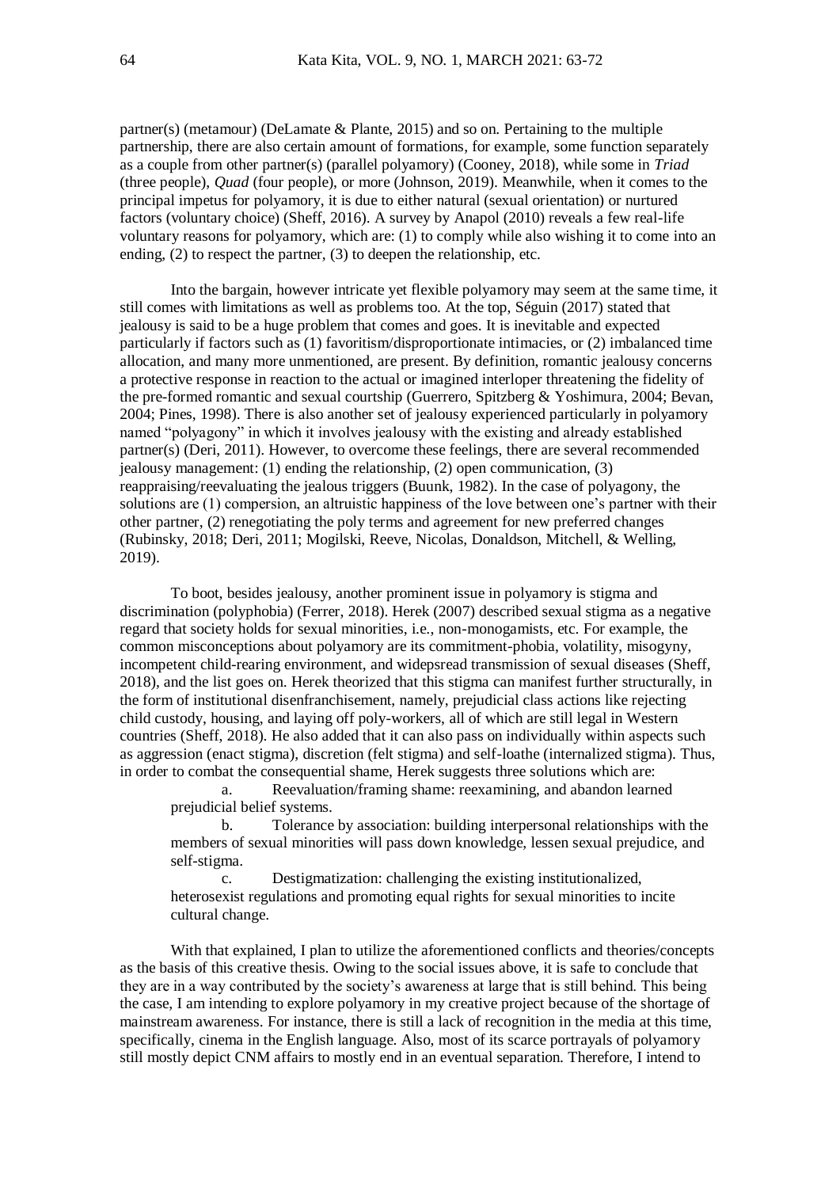partner(s) (metamour) (DeLamate & Plante, 2015) and so on. Pertaining to the multiple partnership, there are also certain amount of formations, for example, some function separately as a couple from other partner(s) (parallel polyamory) (Cooney, 2018), while some in *Triad* (three people), *Quad* (four people), or more (Johnson, 2019). Meanwhile, when it comes to the principal impetus for polyamory, it is due to either natural (sexual orientation) or nurtured factors (voluntary choice) (Sheff, 2016). A survey by Anapol (2010) reveals a few real-life voluntary reasons for polyamory, which are: (1) to comply while also wishing it to come into an ending, (2) to respect the partner, (3) to deepen the relationship, etc.

Into the bargain, however intricate yet flexible polyamory may seem at the same time, it still comes with limitations as well as problems too. At the top, Séguin (2017) stated that jealousy is said to be a huge problem that comes and goes. It is inevitable and expected particularly if factors such as (1) favoritism/disproportionate intimacies, or (2) imbalanced time allocation, and many more unmentioned, are present. By definition, romantic jealousy concerns a protective response in reaction to the actual or imagined interloper threatening the fidelity of the pre-formed romantic and sexual courtship (Guerrero, Spitzberg & Yoshimura, 2004; Bevan, 2004; Pines, 1998). There is also another set of jealousy experienced particularly in polyamory named "polyagony" in which it involves jealousy with the existing and already established partner(s) (Deri, 2011). However, to overcome these feelings, there are several recommended jealousy management: (1) ending the relationship, (2) open communication, (3) reappraising/reevaluating the jealous triggers (Buunk, 1982). In the case of polyagony, the solutions are (1) compersion, an altruistic happiness of the love between one's partner with their other partner, (2) renegotiating the poly terms and agreement for new preferred changes (Rubinsky, 2018; Deri, 2011; Mogilski, Reeve, Nicolas, Donaldson, Mitchell, & Welling, 2019).

To boot, besides jealousy, another prominent issue in polyamory is stigma and discrimination (polyphobia) (Ferrer, 2018). Herek (2007) described sexual stigma as a negative regard that society holds for sexual minorities, i.e., non-monogamists, etc. For example, the common misconceptions about polyamory are its commitment-phobia, volatility, misogyny, incompetent child-rearing environment, and widepsread transmission of sexual diseases (Sheff, 2018), and the list goes on. Herek theorized that this stigma can manifest further structurally, in the form of institutional disenfranchisement, namely, prejudicial class actions like rejecting child custody, housing, and laying off poly-workers, all of which are still legal in Western countries (Sheff, 2018). He also added that it can also pass on individually within aspects such as aggression (enact stigma), discretion (felt stigma) and self-loathe (internalized stigma). Thus, in order to combat the consequential shame, Herek suggests three solutions which are:

a. Reevaluation/framing shame: reexamining, and abandon learned prejudicial belief systems.

b. Tolerance by association: building interpersonal relationships with the members of sexual minorities will pass down knowledge, lessen sexual prejudice, and self-stigma.

c. Destigmatization: challenging the existing institutionalized, heterosexist regulations and promoting equal rights for sexual minorities to incite cultural change.

With that explained, I plan to utilize the aforementioned conflicts and theories/concepts as the basis of this creative thesis. Owing to the social issues above, it is safe to conclude that they are in a way contributed by the society's awareness at large that is still behind. This being the case, I am intending to explore polyamory in my creative project because of the shortage of mainstream awareness. For instance, there is still a lack of recognition in the media at this time, specifically, cinema in the English language. Also, most of its scarce portrayals of polyamory still mostly depict CNM affairs to mostly end in an eventual separation. Therefore, I intend to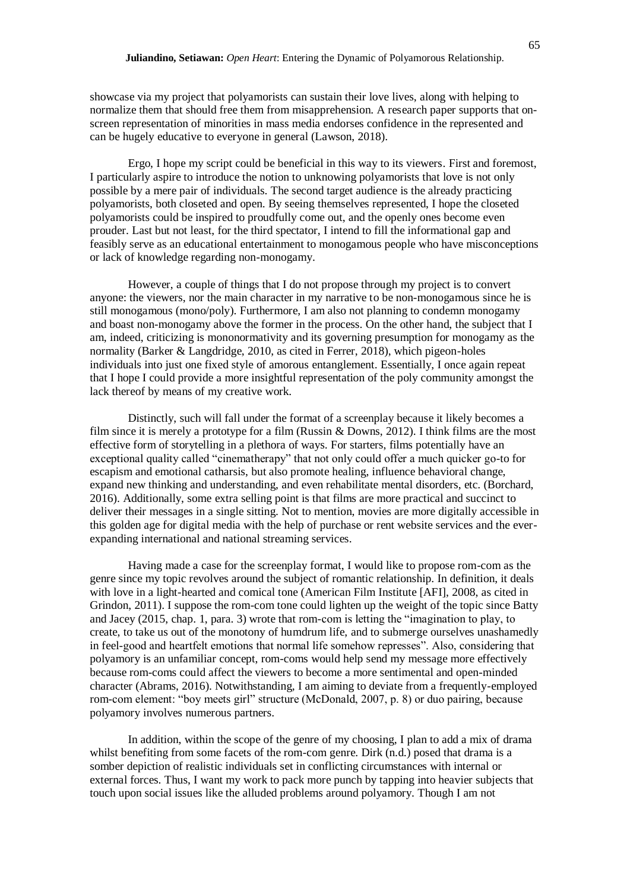showcase via my project that polyamorists can sustain their love lives, along with helping to normalize them that should free them from misapprehension. A research paper supports that on-screen representation of minorities in mass media endorses confidence in the represented and can be hugely educative to everyone in general (Lawson, 2018).

Ergo, I hope my script could be beneficial in this way to its viewers. First and foremost, I particularly aspire to introduce the notion to unknowing polyamorists that love is not only possible by a mere pair of individuals. The second target audience is the already practicing polyamorists, both closeted and open. By seeing themselves represented, I hope the closeted polyamorists could be inspired to proudfully come out, and the openly ones become even prouder. Last but not least, for the third spectator, I intend to fill the informational gap and feasibly serve as an educational entertainment to monogamous people who have misconceptions or lack of knowledge regarding non-monogamy.

However, a couple of things that I do not propose through my project is to convert anyone: the viewers, nor the main character in my narrative to be non-monogamous since he is still monogamous (mono/poly). Furthermore, I am also not planning to condemn monogamy and boast non-monogamy above the former in the process. On the other hand, the subject that I am, indeed, criticizing is mononormativity and its governing presumption for monogamy as the normality (Barker & Langdridge, 2010, as cited in Ferrer, 2018), which pigeon-holes individuals into just one fixed style of amorous entanglement. Essentially, I once again repeat that I hope I could provide a more insightful representation of the poly community amongst the lack thereof by means of my creative work.

Distinctly, such will fall under the format of a screenplay because it likely becomes a film since it is merely a prototype for a film (Russin & Downs, 2012). I think films are the most effective form of storytelling in a plethora of ways. For starters, films potentially have an exceptional quality called "cinematherapy" that not only could offer a much quicker go-to for escapism and emotional catharsis, but also promote healing, influence behavioral change, expand new thinking and understanding, and even rehabilitate mental disorders, etc. (Borchard, 2016). Additionally, some extra selling point is that films are more practical and succinct to deliver their messages in a single sitting. Not to mention, movies are more digitally accessible in this golden age for digital media with the help of purchase or rent website services and the ever-expanding international and national streaming services.

Having made a case for the screenplay format, I would like to propose rom-com as the genre since my topic revolves around the subject of romantic relationship. In definition, it deals with love in a light-hearted and comical tone (American Film Institute [AFI], 2008, as cited in Grindon, 2011). I suppose the rom-com tone could lighten up the weight of the topic since Batty and Jacey (2015, chap. 1, para. 3) wrote that rom-com is letting the "imagination to play, to create, to take us out of the monotony of humdrum life, and to submerge ourselves unashamedly in feel-good and heartfelt emotions that normal life somehow represses". Also, considering that polyamory is an unfamiliar concept, rom-coms would help send my message more effectively because rom-coms could affect the viewers to become a more sentimental and open-minded character (Abrams, 2016). Notwithstanding, I am aiming to deviate from a frequently-employed rom-com element: "boy meets girl" structure (McDonald, 2007, p. 8) or duo pairing, because polyamory involves numerous partners.

In addition, within the scope of the genre of my choosing, I plan to add a mix of drama whilst benefiting from some facets of the rom-com genre. Dirk (n.d.) posed that drama is a somber depiction of realistic individuals set in conflicting circumstances with internal or external forces. Thus, I want my work to pack more punch by tapping into heavier subjects that touch upon social issues like the alluded problems around polyamory. Though I am not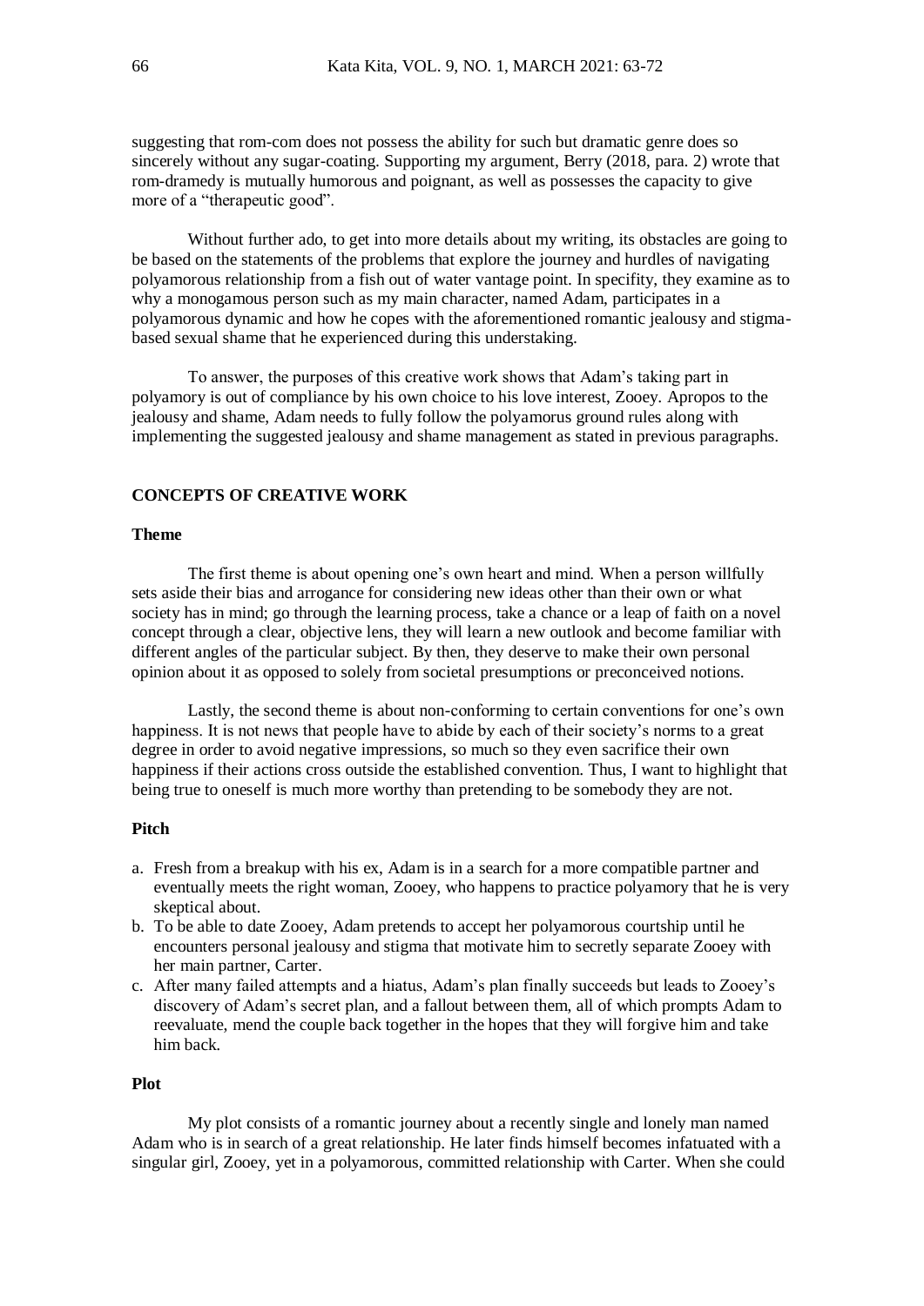suggesting that rom-com does not possess the ability for such but dramatic genre does so sincerely without any sugar-coating. Supporting my argument, Berry (2018, para. 2) wrote that rom-dramedy is mutually humorous and poignant, as well as possesses the capacity to give more of a "therapeutic good".

Without further ado, to get into more details about my writing, its obstacles are going to be based on the statements of the problems that explore the journey and hurdles of navigating polyamorous relationship from a fish out of water vantage point. In specifity, they examine as to why a monogamous person such as my main character, named Adam, participates in a polyamorous dynamic and how he copes with the aforementioned romantic jealousy and stigma-based sexual shame that he experienced during this understaking.

To answer, the purposes of this creative work shows that Adam's taking part in polyamory is out of compliance by his own choice to his love interest, Zooey. Apropos to the jealousy and shame, Adam needs to fully follow the polyamorus ground rules along with implementing the suggested jealousy and shame management as stated in previous paragraphs.

## CONCEPTS OF CREATIVE WORK

### Theme

The first theme is about opening one's own heart and mind. When a person willfully sets aside their bias and arrogance for considering new ideas other than their own or what society has in mind; go through the learning process, take a chance or a leap of faith on a novel concept through a clear, objective lens, they will learn a new outlook and become familiar with different angles of the particular subject. By then, they deserve to make their own personal opinion about it as opposed to solely from societal presumptions or preconceived notions.

Lastly, the second theme is about non-conforming to certain conventions for one's own happiness. It is not news that people have to abide by each of their society's norms to a great degree in order to avoid negative impressions, so much so they even sacrifice their own happiness if their actions cross outside the established convention. Thus, I want to highlight that being true to oneself is much more worthy than pretending to be somebody they are not.

### Pitch

a. Fresh from a breakup with his ex, Adam is in a search for a more compatible partner and eventually meets the right woman, Zooey, who happens to practice polyamory that he is very skeptical about.
b. To be able to date Zooey, Adam pretends to accept her polyamorous courtship until he encounters personal jealousy and stigma that motivate him to secretly separate Zooey with her main partner, Carter.
c. After many failed attempts and a hiatus, Adam's plan finally succeeds but leads to Zooey's discovery of Adam's secret plan, and a fallout between them, all of which prompts Adam to reevaluate, mend the couple back together in the hopes that they will forgive him and take him back.

### Plot

My plot consists of a romantic journey about a recently single and lonely man named Adam who is in search of a great relationship. He later finds himself becomes infatuated with a singular girl, Zooey, yet in a polyamorous, committed relationship with Carter. When she could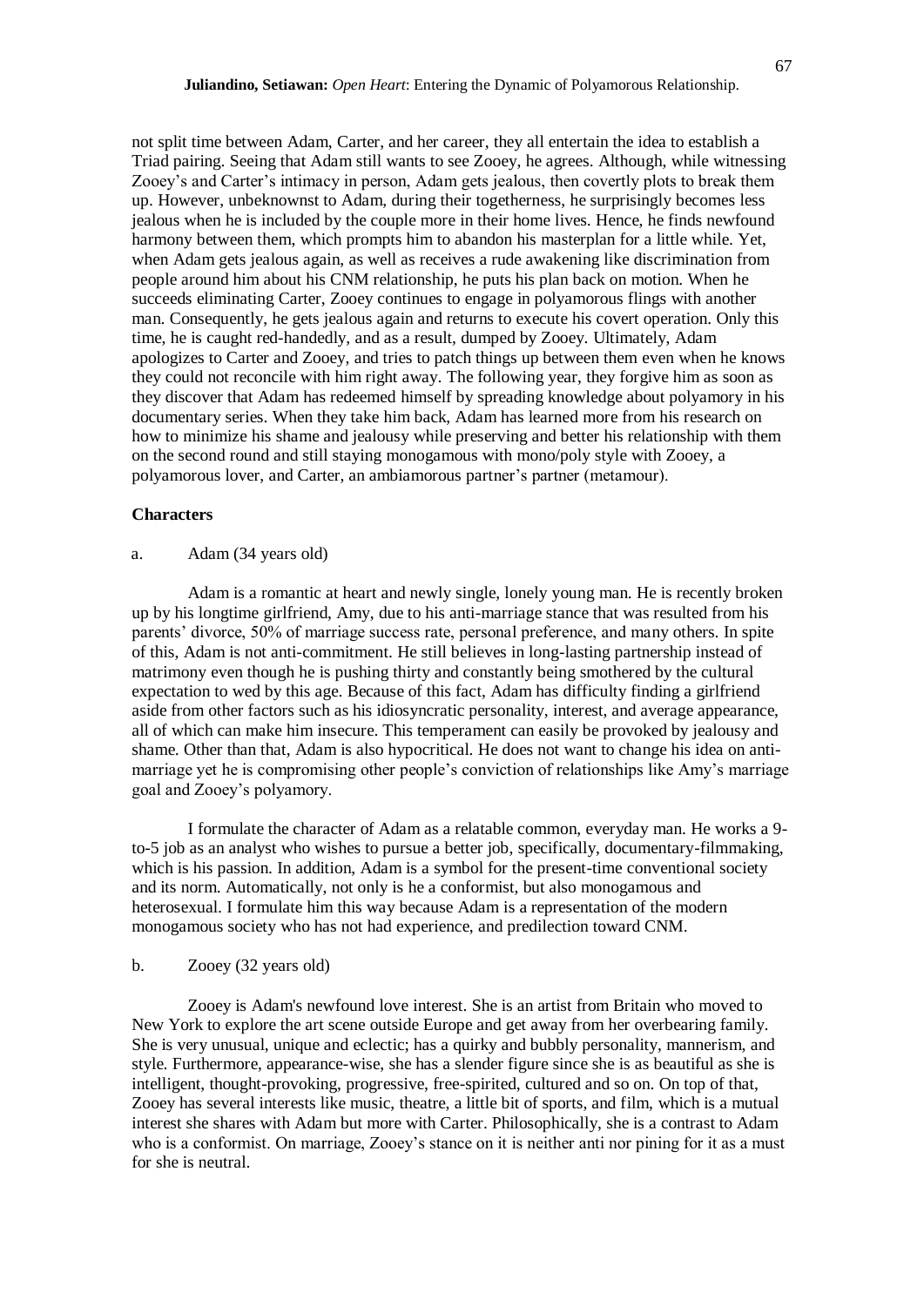not split time between Adam, Carter, and her career, they all entertain the idea to establish a Triad pairing. Seeing that Adam still wants to see Zooey, he agrees. Although, while witnessing Zooey's and Carter's intimacy in person, Adam gets jealous, then covertly plots to break them up. However, unbeknownst to Adam, during their togetherness, he surprisingly becomes less jealous when he is included by the couple more in their home lives. Hence, he finds newfound harmony between them, which prompts him to abandon his masterplan for a little while. Yet, when Adam gets jealous again, as well as receives a rude awakening like discrimination from people around him about his CNM relationship, he puts his plan back on motion. When he succeeds eliminating Carter, Zooey continues to engage in polyamorous flings with another man. Consequently, he gets jealous again and returns to execute his covert operation. Only this time, he is caught red-handedly, and as a result, dumped by Zooey. Ultimately, Adam apologizes to Carter and Zooey, and tries to patch things up between them even when he knows they could not reconcile with him right away. The following year, they forgive him as soon as they discover that Adam has redeemed himself by spreading knowledge about polyamory in his documentary series. When they take him back, Adam has learned more from his research on how to minimize his shame and jealousy while preserving and better his relationship with them on the second round and still staying monogamous with mono/poly style with Zooey, a polyamorous lover, and Carter, an ambiamorous partner's partner (metamour).

**Characters**

a. Adam (34 years old)

Adam is a romantic at heart and newly single, lonely young man. He is recently broken up by his longtime girlfriend, Amy, due to his anti-marriage stance that was resulted from his parents' divorce, 50% of marriage success rate, personal preference, and many others. In spite of this, Adam is not anti-commitment. He still believes in long-lasting partnership instead of matrimony even though he is pushing thirty and constantly being smothered by the cultural expectation to wed by this age. Because of this fact, Adam has difficulty finding a girlfriend aside from other factors such as his idiosyncratic personality, interest, and average appearance, all of which can make him insecure. This temperament can easily be provoked by jealousy and shame. Other than that, Adam is also hypocritical. He does not want to change his idea on anti-marriage yet he is compromising other people's conviction of relationships like Amy's marriage goal and Zooey's polyamory.

I formulate the character of Adam as a relatable common, everyday man. He works a 9-to-5 job as an analyst who wishes to pursue a better job, specifically, documentary-filmmaking, which is his passion. In addition, Adam is a symbol for the present-time conventional society and its norm. Automatically, not only is he a conformist, but also monogamous and heterosexual. I formulate him this way because Adam is a representation of the modern monogamous society who has not had experience, and predilection toward CNM.

b. Zooey (32 years old)

Zooey is Adam's newfound love interest. She is an artist from Britain who moved to New York to explore the art scene outside Europe and get away from her overbearing family. She is very unusual, unique and eclectic; has a quirky and bubbly personality, mannerism, and style. Furthermore, appearance-wise, she has a slender figure since she is as beautiful as she is intelligent, thought-provoking, progressive, free-spirited, cultured and so on. On top of that, Zooey has several interests like music, theatre, a little bit of sports, and film, which is a mutual interest she shares with Adam but more with Carter. Philosophically, she is a contrast to Adam who is a conformist. On marriage, Zooey's stance on it is neither anti nor pining for it as a must for she is neutral.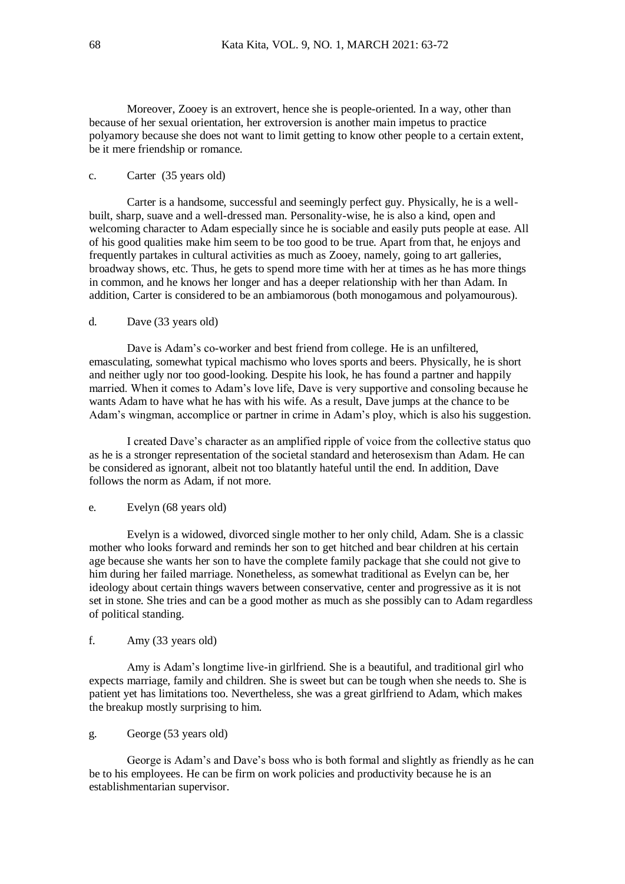Moreover, Zooey is an extrovert, hence she is people-oriented. In a way, other than because of her sexual orientation, her extroversion is another main impetus to practice polyamory because she does not want to limit getting to know other people to a certain extent, be it mere friendship or romance.

c. Carter (35 years old)

Carter is a handsome, successful and seemingly perfect guy. Physically, he is a well-built, sharp, suave and a well-dressed man. Personality-wise, he is also a kind, open and welcoming character to Adam especially since he is sociable and easily puts people at ease. All of his good qualities make him seem to be too good to be true. Apart from that, he enjoys and frequently partakes in cultural activities as much as Zooey, namely, going to art galleries, broadway shows, etc. Thus, he gets to spend more time with her at times as he has more things in common, and he knows her longer and has a deeper relationship with her than Adam. In addition, Carter is considered to be an ambiamorous (both monogamous and polyamourous).

d. Dave (33 years old)

Dave is Adam's co-worker and best friend from college. He is an unfiltered, emasculating, somewhat typical machismo who loves sports and beers. Physically, he is short and neither ugly nor too good-looking. Despite his look, he has found a partner and happily married. When it comes to Adam's love life, Dave is very supportive and consoling because he wants Adam to have what he has with his wife. As a result, Dave jumps at the chance to be Adam's wingman, accomplice or partner in crime in Adam's ploy, which is also his suggestion.

I created Dave's character as an amplified ripple of voice from the collective status quo as he is a stronger representation of the societal standard and heterosexism than Adam. He can be considered as ignorant, albeit not too blatantly hateful until the end. In addition, Dave follows the norm as Adam, if not more.

e. Evelyn (68 years old)

Evelyn is a widowed, divorced single mother to her only child, Adam. She is a classic mother who looks forward and reminds her son to get hitched and bear children at his certain age because she wants her son to have the complete family package that she could not give to him during her failed marriage. Nonetheless, as somewhat traditional as Evelyn can be, her ideology about certain things wavers between conservative, center and progressive as it is not set in stone. She tries and can be a good mother as much as she possibly can to Adam regardless of political standing.

f. Amy (33 years old)

Amy is Adam's longtime live-in girlfriend. She is a beautiful, and traditional girl who expects marriage, family and children. She is sweet but can be tough when she needs to. She is patient yet has limitations too. Nevertheless, she was a great girlfriend to Adam, which makes the breakup mostly surprising to him.

g. George (53 years old)

George is Adam's and Dave's boss who is both formal and slightly as friendly as he can be to his employees. He can be firm on work policies and productivity because he is an establishmentarian supervisor.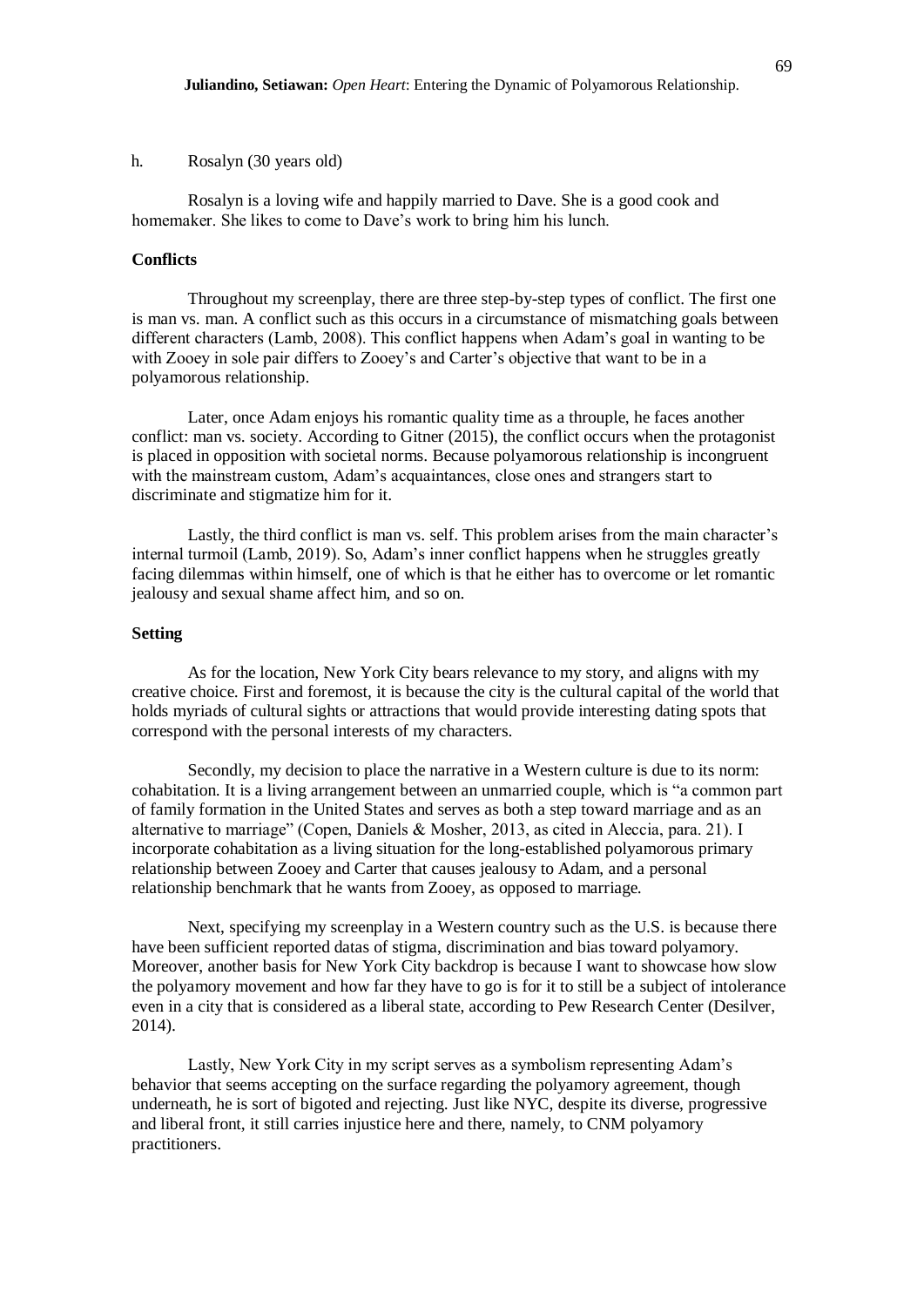h. Rosalyn (30 years old)

Rosalyn is a loving wife and happily married to Dave. She is a good cook and homemaker. She likes to come to Dave's work to bring him his lunch.

**Conflicts**

Throughout my screenplay, there are three step-by-step types of conflict. The first one is man vs. man. A conflict such as this occurs in a circumstance of mismatching goals between different characters (Lamb, 2008). This conflict happens when Adam's goal in wanting to be with Zooey in sole pair differs to Zooey's and Carter's objective that want to be in a polyamorous relationship.

Later, once Adam enjoys his romantic quality time as a throuple, he faces another conflict: man vs. society. According to Gitner (2015), the conflict occurs when the protagonist is placed in opposition with societal norms. Because polyamorous relationship is incongruent with the mainstream custom, Adam's acquaintances, close ones and strangers start to discriminate and stigmatize him for it.

Lastly, the third conflict is man vs. self. This problem arises from the main character's internal turmoil (Lamb, 2019). So, Adam's inner conflict happens when he struggles greatly facing dilemmas within himself, one of which is that he either has to overcome or let romantic jealousy and sexual shame affect him, and so on.

**Setting**

As for the location, New York City bears relevance to my story, and aligns with my creative choice. First and foremost, it is because the city is the cultural capital of the world that holds myriads of cultural sights or attractions that would provide interesting dating spots that correspond with the personal interests of my characters.

Secondly, my decision to place the narrative in a Western culture is due to its norm: cohabitation. It is a living arrangement between an unmarried couple, which is "a common part of family formation in the United States and serves as both a step toward marriage and as an alternative to marriage" (Copen, Daniels & Mosher, 2013, as cited in Aleccia, para. 21). I incorporate cohabitation as a living situation for the long-established polyamorous primary relationship between Zooey and Carter that causes jealousy to Adam, and a personal relationship benchmark that he wants from Zooey, as opposed to marriage.

Next, specifying my screenplay in a Western country such as the U.S. is because there have been sufficient reported datas of stigma, discrimination and bias toward polyamory. Moreover, another basis for New York City backdrop is because I want to showcase how slow the polyamory movement and how far they have to go is for it to still be a subject of intolerance even in a city that is considered as a liberal state, according to Pew Research Center (Desilver, 2014).

Lastly, New York City in my script serves as a symbolism representing Adam's behavior that seems accepting on the surface regarding the polyamory agreement, though underneath, he is sort of bigoted and rejecting. Just like NYC, despite its diverse, progressive and liberal front, it still carries injustice here and there, namely, to CNM polyamory practitioners.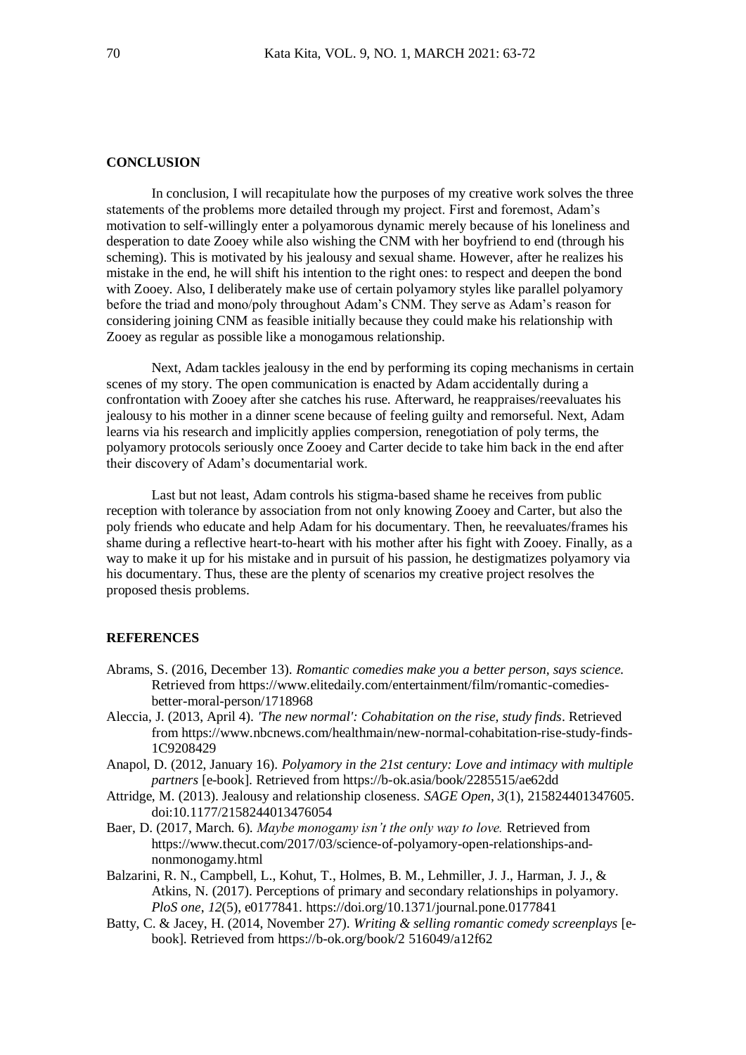## CONCLUSION

In conclusion, I will recapitulate how the purposes of my creative work solves the three statements of the problems more detailed through my project. First and foremost, Adam's motivation to self-willingly enter a polyamorous dynamic merely because of his loneliness and desperation to date Zooey while also wishing the CNM with her boyfriend to end (through his scheming). This is motivated by his jealousy and sexual shame. However, after he realizes his mistake in the end, he will shift his intention to the right ones: to respect and deepen the bond with Zooey. Also, I deliberately make use of certain polyamory styles like parallel polyamory before the triad and mono/poly throughout Adam's CNM. They serve as Adam's reason for considering joining CNM as feasible initially because they could make his relationship with Zooey as regular as possible like a monogamous relationship.

Next, Adam tackles jealousy in the end by performing its coping mechanisms in certain scenes of my story. The open communication is enacted by Adam accidentally during a confrontation with Zooey after she catches his ruse. Afterward, he reappraises/reevaluates his jealousy to his mother in a dinner scene because of feeling guilty and remorseful. Next, Adam learns via his research and implicitly applies compersion, renegotiation of poly terms, the polyamory protocols seriously once Zooey and Carter decide to take him back in the end after their discovery of Adam's documentarial work.

Last but not least, Adam controls his stigma-based shame he receives from public reception with tolerance by association from not only knowing Zooey and Carter, but also the poly friends who educate and help Adam for his documentary. Then, he reevaluates/frames his shame during a reflective heart-to-heart with his mother after his fight with Zooey. Finally, as a way to make it up for his mistake and in pursuit of his passion, he destigmatizes polyamory via his documentary. Thus, these are the plenty of scenarios my creative project resolves the proposed thesis problems.

## REFERENCES

Abrams, S. (2016, December 13). *Romantic comedies make you a better person, says science.* Retrieved from https://www.elitedaily.com/entertainment/film/romantic-comedies-better-moral-person/1718968

Aleccia, J. (2013, April 4). *'The new normal': Cohabitation on the rise, study finds*. Retrieved from https://www.nbcnews.com/healthmain/new-normal-cohabitation-rise-study-finds-1C9208429

Anapol, D. (2012, January 16). *Polyamory in the 21st century: Love and intimacy with multiple partners* [e-book]. Retrieved from https://b-ok.asia/book/2285515/ae62dd

Attridge, M. (2013). Jealousy and relationship closeness. *SAGE Open*, *3*(1), 215824401347605. doi:10.1177/2158244013476054

Baer, D. (2017, March. 6). *Maybe monogamy isn't the only way to love.* Retrieved from https://www.thecut.com/2017/03/science-of-polyamory-open-relationships-and-nonmonogamy.html

Balzarini, R. N., Campbell, L., Kohut, T., Holmes, B. M., Lehmiller, J. J., Harman, J. J., & Atkins, N. (2017). Perceptions of primary and secondary relationships in polyamory. *PloS one*, *12*(5), e0177841. https://doi.org/10.1371/journal.pone.0177841

Batty, C. & Jacey, H. (2014, November 27). *Writing & selling romantic comedy screenplays* [e-book]. Retrieved from https://b-ok.org/book/2 516049/a12f62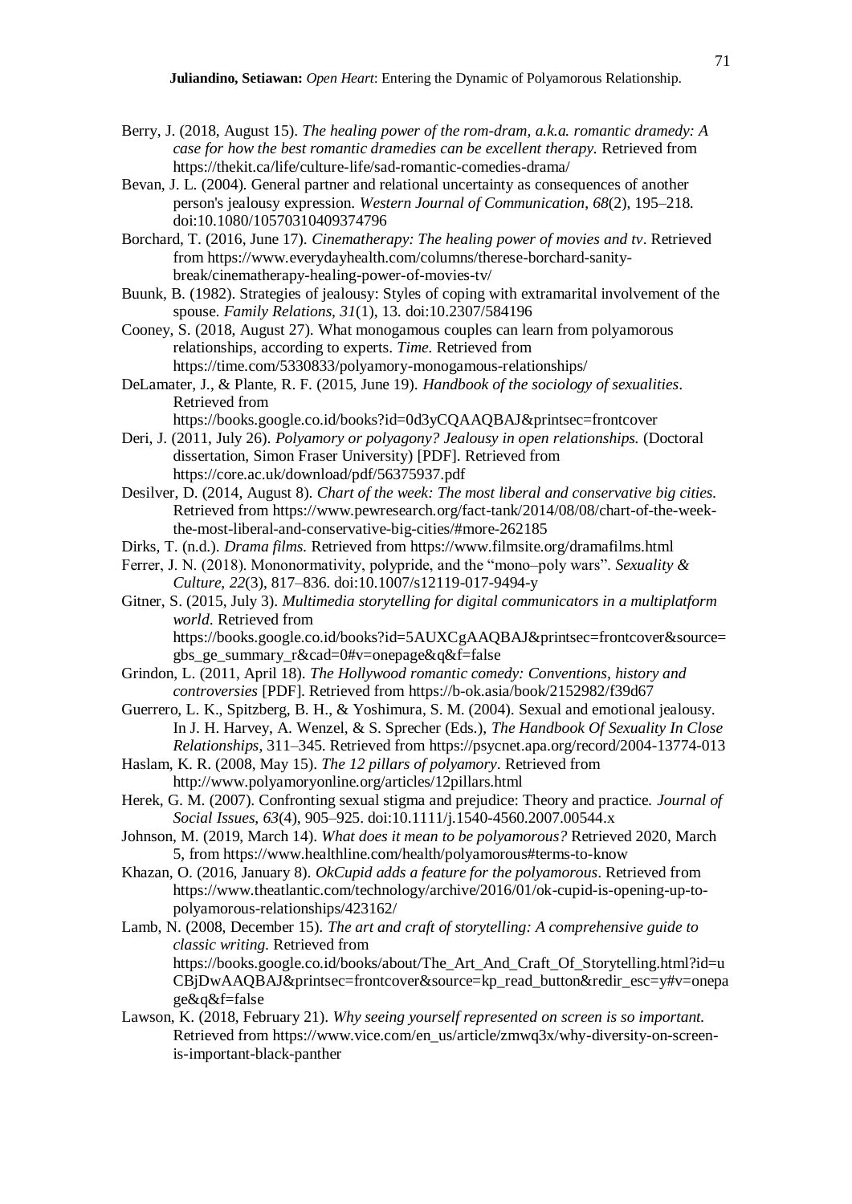Berry, J. (2018, August 15). *The healing power of the rom-dram, a.k.a. romantic dramedy: A case for how the best romantic dramedies can be excellent therapy.* Retrieved from https://thekit.ca/life/culture-life/sad-romantic-comedies-drama/

Bevan, J. L. (2004). General partner and relational uncertainty as consequences of another person's jealousy expression. *Western Journal of Communication*, *68*(2), 195–218. doi:10.1080/10570310409374796

Borchard, T. (2016, June 17). *Cinematherapy: The healing power of movies and tv*. Retrieved from https://www.everydayhealth.com/columns/therese-borchard-sanity-break/cinematherapy-healing-power-of-movies-tv/

Buunk, B. (1982). Strategies of jealousy: Styles of coping with extramarital involvement of the spouse. *Family Relations*, *31*(1), 13. doi:10.2307/584196

Cooney, S. (2018, August 27). What monogamous couples can learn from polyamorous relationships, according to experts. *Time*. Retrieved from https://time.com/5330833/polyamory-monogamous-relationships/

DeLamater, J., & Plante, R. F. (2015, June 19). *Handbook of the sociology of sexualities*. Retrieved from https://books.google.co.id/books?id=0d3yCQAAQBAJ&printsec=frontcover

Deri, J. (2011, July 26). *Polyamory or polyagony? Jealousy in open relationships.* (Doctoral dissertation, Simon Fraser University) [PDF]. Retrieved from https://core.ac.uk/download/pdf/56375937.pdf

Desilver, D. (2014, August 8). *Chart of the week: The most liberal and conservative big cities.* Retrieved from https://www.pewresearch.org/fact-tank/2014/08/08/chart-of-the-week-the-most-liberal-and-conservative-big-cities/#more-262185

Dirks, T. (n.d.). *Drama films.* Retrieved from https://www.filmsite.org/dramafilms.html

Ferrer, J. N. (2018). Mononormativity, polypride, and the "mono–poly wars". *Sexuality & Culture*, *22*(3), 817–836. doi:10.1007/s12119-017-9494-y

Gitner, S. (2015, July 3). *Multimedia storytelling for digital communicators in a multiplatform world*. Retrieved from https://books.google.co.id/books?id=5AUXCgAAQBAJ&printsec=frontcover&source=gbs_ge_summary_r&cad=0#v=onepage&q&f=false

Grindon, L. (2011, April 18). *The Hollywood romantic comedy: Conventions, history and controversies* [PDF]. Retrieved from https://b-ok.asia/book/2152982/f39d67

Guerrero, L. K., Spitzberg, B. H., & Yoshimura, S. M. (2004). Sexual and emotional jealousy. In J. H. Harvey, A. Wenzel, & S. Sprecher (Eds.), *The Handbook Of Sexuality In Close Relationships*, 311–345. Retrieved from https://psycnet.apa.org/record/2004-13774-013

Haslam, K. R. (2008, May 15). *The 12 pillars of polyamory*. Retrieved from http://www.polyamoryonline.org/articles/12pillars.html

Herek, G. M. (2007). Confronting sexual stigma and prejudice: Theory and practice. *Journal of Social Issues*, *63*(4), 905–925. doi:10.1111/j.1540-4560.2007.00544.x

Johnson, M. (2019, March 14). *What does it mean to be polyamorous?* Retrieved 2020, March 5, from https://www.healthline.com/health/polyamorous#terms-to-know

Khazan, O. (2016, January 8). *OkCupid adds a feature for the polyamorous*. Retrieved from https://www.theatlantic.com/technology/archive/2016/01/ok-cupid-is-opening-up-to-polyamorous-relationships/423162/

Lamb, N. (2008, December 15). *The art and craft of storytelling: A comprehensive guide to classic writing*. Retrieved from https://books.google.co.id/books/about/The_Art_And_Craft_Of_Storytelling.html?id=uCBjDwAAQBAJ&printsec=frontcover&source=kp_read_button&redir_esc=y#v=onepage&q&f=false

Lawson, K. (2018, February 21). *Why seeing yourself represented on screen is so important.* Retrieved from https://www.vice.com/en_us/article/zmwq3x/why-diversity-on-screen-is-important-black-panther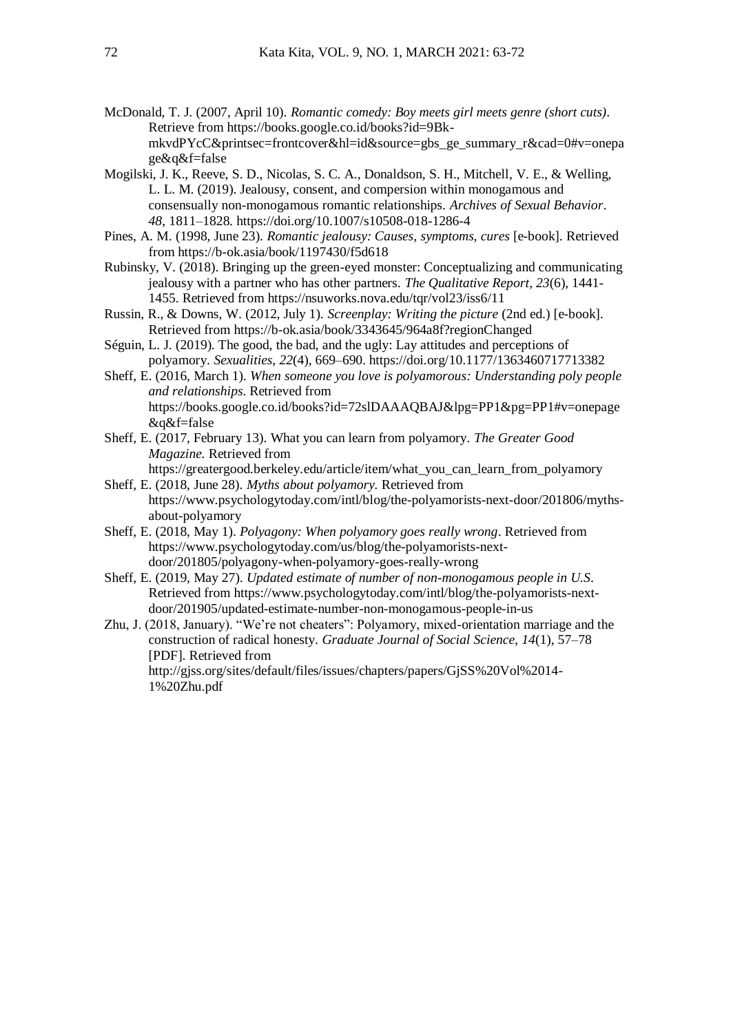McDonald, T. J. (2007, April 10). *Romantic comedy: Boy meets girl meets genre (short cuts)*. Retrieve from https://books.google.co.id/books?id=9Bk-mkvdPYcC&printsec=frontcover&hl=id&source=gbs_ge_summary_r&cad=0#v=onepage&q&f=false

Mogilski, J. K., Reeve, S. D., Nicolas, S. C. A., Donaldson, S. H., Mitchell, V. E., & Welling, L. L. M. (2019). Jealousy, consent, and compersion within monogamous and consensually non-monogamous romantic relationships. *Archives of Sexual Behavior*. *48*, 1811–1828. https://doi.org/10.1007/s10508-018-1286-4

Pines, A. M. (1998, June 23). *Romantic jealousy: Causes, symptoms, cures* [e-book]. Retrieved from https://b-ok.asia/book/1197430/f5d618

Rubinsky, V. (2018). Bringing up the green-eyed monster: Conceptualizing and communicating jealousy with a partner who has other partners. *The Qualitative Report, 23*(6), 1441-1455. Retrieved from https://nsuworks.nova.edu/tqr/vol23/iss6/11

Russin, R., & Downs, W. (2012, July 1). *Screenplay: Writing the picture* (2nd ed.) [e-book]. Retrieved from https://b-ok.asia/book/3343645/964a8f?regionChanged

Séguin, L. J. (2019). The good, the bad, and the ugly: Lay attitudes and perceptions of polyamory. *Sexualities*, *22*(4), 669–690. https://doi.org/10.1177/1363460717713382

Sheff, E. (2016, March 1). *When someone you love is polyamorous: Understanding poly people and relationships.* Retrieved from https://books.google.co.id/books?id=72slDAAAQBAJ&lpg=PP1&pg=PP1#v=onepage&q&f=false

Sheff, E. (2017, February 13). What you can learn from polyamory. *The Greater Good Magazine.* Retrieved from https://greatergood.berkeley.edu/article/item/what_you_can_learn_from_polyamory

Sheff, E. (2018, June 28). *Myths about polyamory.* Retrieved from https://www.psychologytoday.com/intl/blog/the-polyamorists-next-door/201806/myths-about-polyamory

Sheff, E. (2018, May 1). *Polyagony: When polyamory goes really wrong*. Retrieved from https://www.psychologytoday.com/us/blog/the-polyamorists-next-door/201805/polyagony-when-polyamory-goes-really-wrong

Sheff, E. (2019, May 27). *Updated estimate of number of non-monogamous people in U.S*. Retrieved from https://www.psychologytoday.com/intl/blog/the-polyamorists-next-door/201905/updated-estimate-number-non-monogamous-people-in-us

Zhu, J. (2018, January). "We're not cheaters": Polyamory, mixed-orientation marriage and the construction of radical honesty. *Graduate Journal of Social Science, 14*(1), 57–78 [PDF]. Retrieved from http://gjss.org/sites/default/files/issues/chapters/papers/GjSS%20Vol%2014-1%20Zhu.pdf